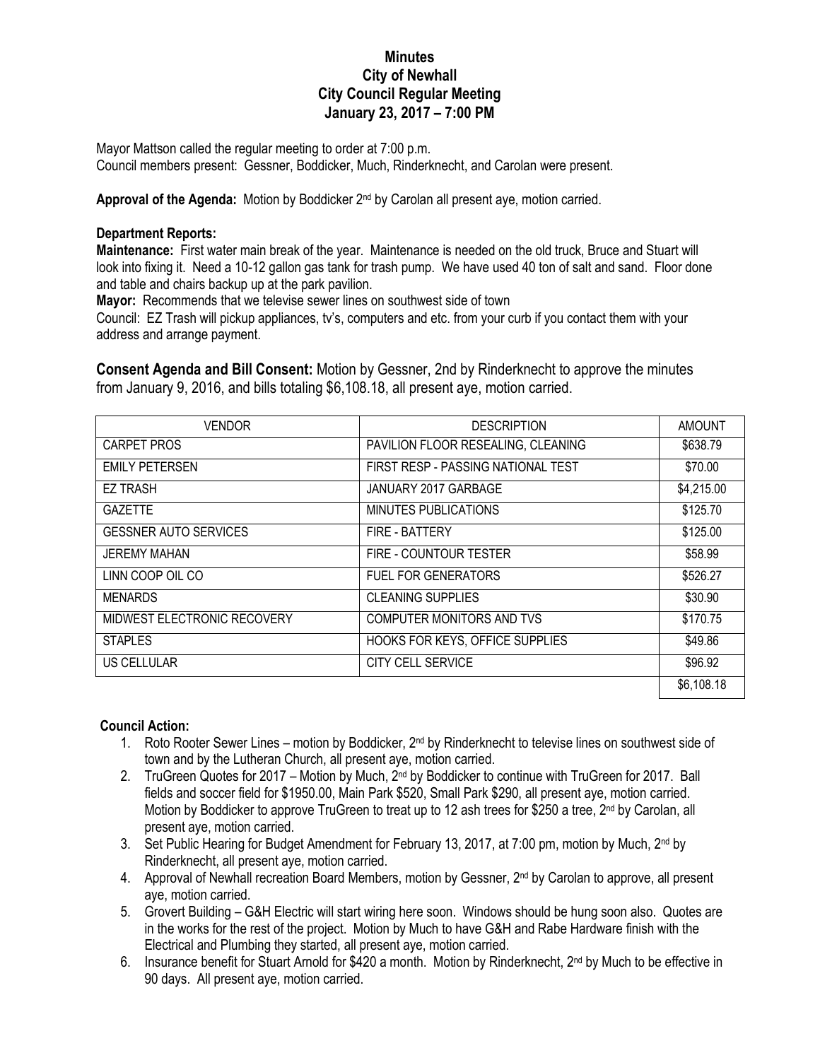# Minutes
## City of Newhall
## City Council Regular Meeting
## January 23, 2017 – 7:00 PM

Mayor Mattson called the regular meeting to order at 7:00 p.m.
Council members present: Gessner, Boddicker, Much, Rinderknecht, and Carolan were present.

**Approval of the Agenda:** Motion by Boddicker 2nd by Carolan all present aye, motion carried.

**Department Reports:**

**Maintenance:** First water main break of the year. Maintenance is needed on the old truck, Bruce and Stuart will look into fixing it. Need a 10-12 gallon gas tank for trash pump. We have used 40 ton of salt and sand. Floor done and table and chairs backup up at the park pavilion.

**Mayor:** Recommends that we televise sewer lines on southwest side of town

Council: EZ Trash will pickup appliances, tv's, computers and etc. from your curb if you contact them with your address and arrange payment.

**Consent Agenda and Bill Consent:** Motion by Gessner, 2nd by Rinderknecht to approve the minutes from January 9, 2016, and bills totaling $6,108.18, all present aye, motion carried.

| VENDOR | DESCRIPTION | AMOUNT |
|---|---|---|
| CARPET PROS | PAVILION FLOOR RESEALING, CLEANING | $638.79 |
| EMILY PETERSEN | FIRST RESP - PASSING NATIONAL TEST | $70.00 |
| EZ TRASH | JANUARY 2017 GARBAGE | $4,215.00 |
| GAZETTE | MINUTES PUBLICATIONS | $125.70 |
| GESSNER AUTO SERVICES | FIRE - BATTERY | $125.00 |
| JEREMY MAHAN | FIRE - COUNTOUR TESTER | $58.99 |
| LINN COOP OIL CO | FUEL FOR GENERATORS | $526.27 |
| MENARDS | CLEANING SUPPLIES | $30.90 |
| MIDWEST ELECTRONIC RECOVERY | COMPUTER MONITORS AND TVS | $170.75 |
| STAPLES | HOOKS FOR KEYS, OFFICE SUPPLIES | $49.86 |
| US CELLULAR | CITY CELL SERVICE | $96.92 |
| | | $6,108.18 |

**Council Action:**

1. Roto Rooter Sewer Lines – motion by Boddicker, 2nd by Rinderknecht to televise lines on southwest side of town and by the Lutheran Church, all present aye, motion carried.
2. TruGreen Quotes for 2017 – Motion by Much, 2nd by Boddicker to continue with TruGreen for 2017. Ball fields and soccer field for $1950.00, Main Park $520, Small Park $290, all present aye, motion carried. Motion by Boddicker to approve TruGreen to treat up to 12 ash trees for $250 a tree, 2nd by Carolan, all present aye, motion carried.
3. Set Public Hearing for Budget Amendment for February 13, 2017, at 7:00 pm, motion by Much, 2nd by Rinderknecht, all present aye, motion carried.
4. Approval of Newhall recreation Board Members, motion by Gessner, 2nd by Carolan to approve, all present aye, motion carried.
5. Grovert Building – G&H Electric will start wiring here soon. Windows should be hung soon also. Quotes are in the works for the rest of the project. Motion by Much to have G&H and Rabe Hardware finish with the Electrical and Plumbing they started, all present aye, motion carried.
6. Insurance benefit for Stuart Arnold for $420 a month. Motion by Rinderknecht, 2nd by Much to be effective in 90 days. All present aye, motion carried.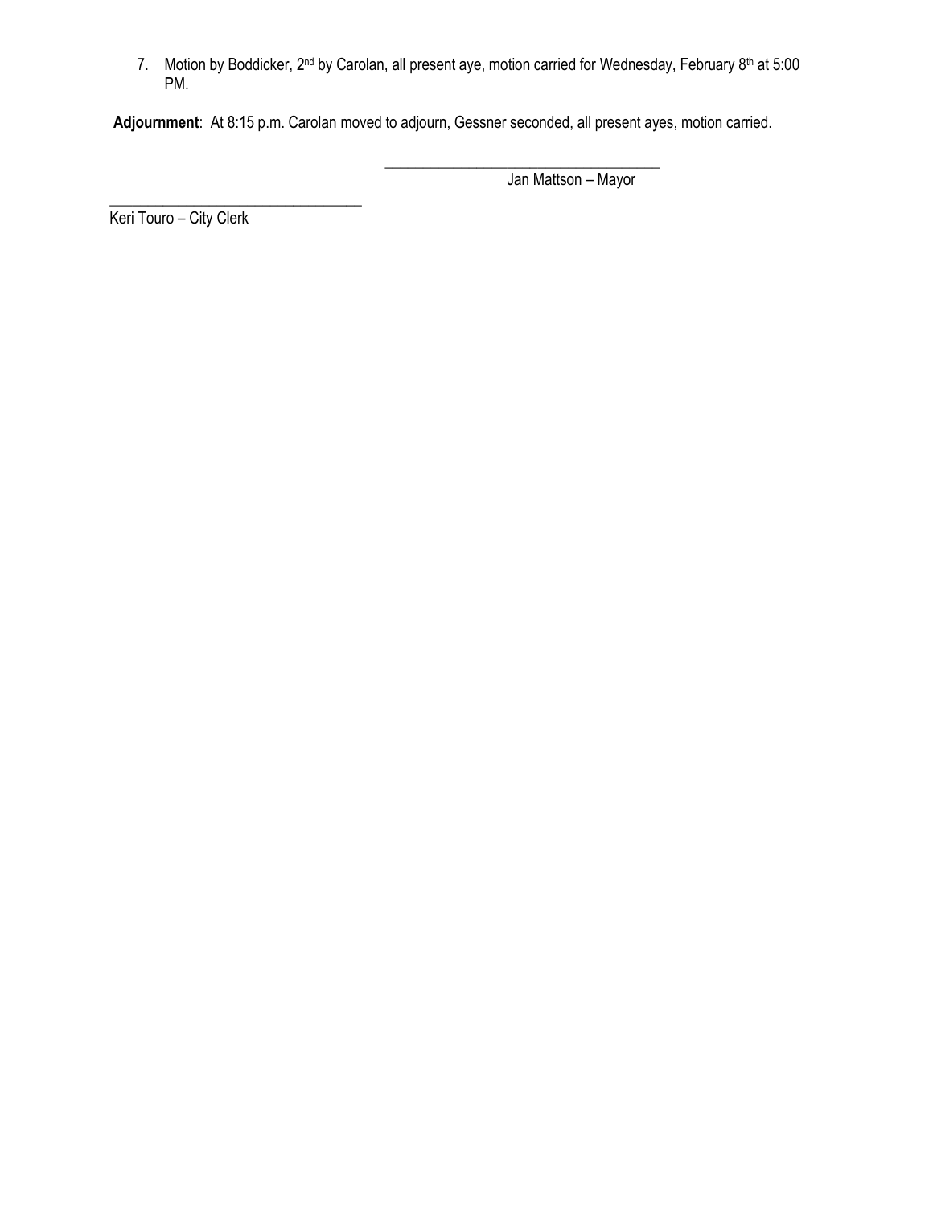7. Motion by Boddicker, 2nd by Carolan, all present aye, motion carried for Wednesday, February 8th at 5:00 PM.

**Adjournment**: At 8:15 p.m. Carolan moved to adjourn, Gessner seconded, all present ayes, motion carried.

\_\_\_\_\_\_\_\_\_\_\_\_\_\_\_\_\_\_\_\_\_\_\_\_\_\_\_\_\_\_\_\_\_\_\_\_

Jan Mattson – Mayor

\_\_\_\_\_\_\_\_\_\_\_\_\_\_\_\_\_\_\_\_\_\_\_\_\_\_\_\_\_\_\_\_\_\_

Keri Touro – City Clerk